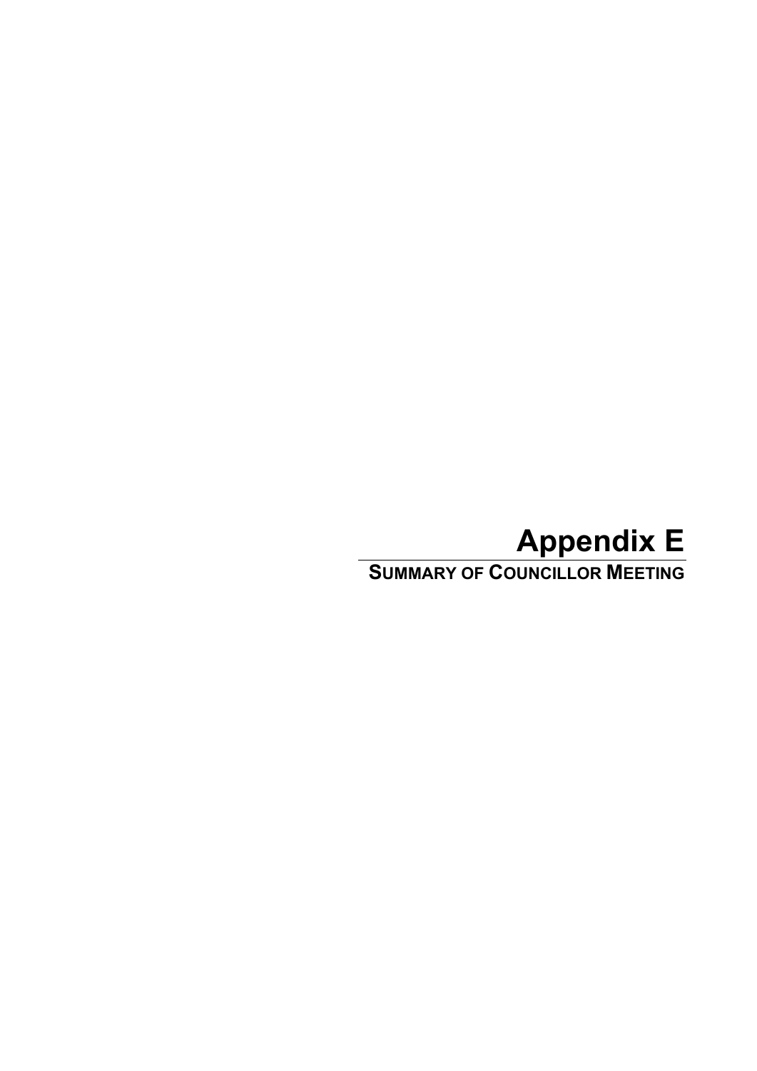# Appendix E

## SUMMARY OF COUNCILLOR MEETING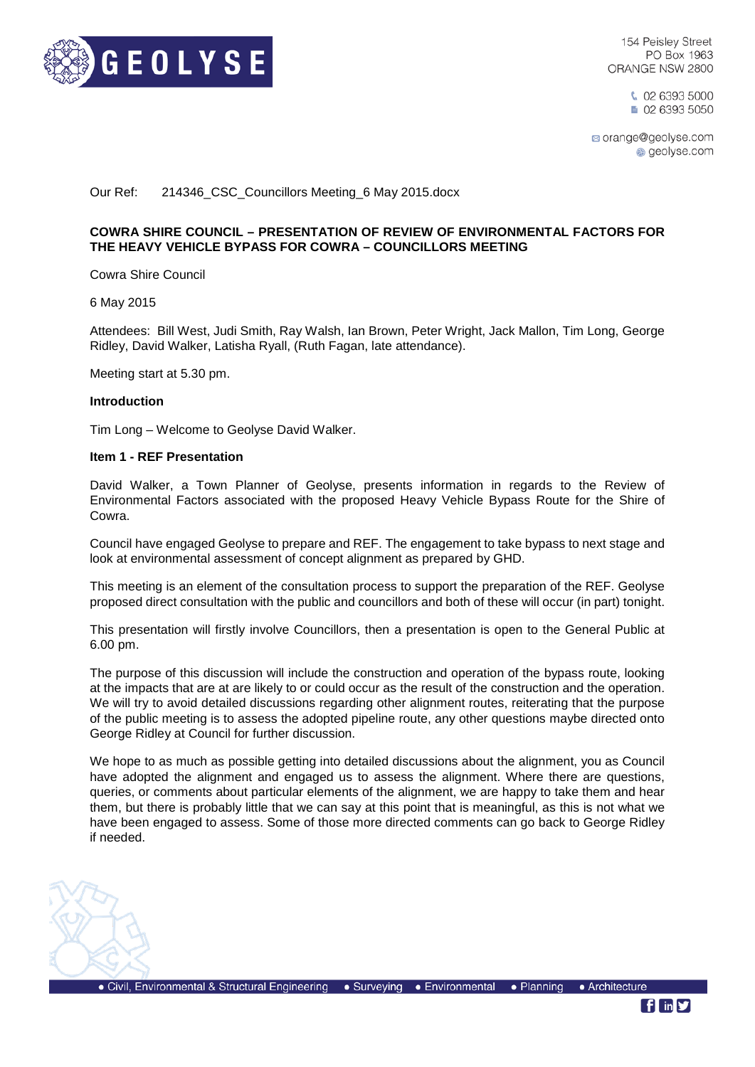Our Ref: 214346_CSC_Councillors Meeting_6 May 2015.docx

**COWRA SHIRE COUNCIL – PRESENTATION OF REVIEW OF ENVIRONMENTAL FACTORS FOR THE HEAVY VEHICLE BYPASS FOR COWRA – COUNCILLORS MEETING**

Cowra Shire Council

6 May 2015

Attendees: Bill West, Judi Smith, Ray Walsh, Ian Brown, Peter Wright, Jack Mallon, Tim Long, George Ridley, David Walker, Latisha Ryall, (Ruth Fagan, late attendance).

Meeting start at 5.30 pm.

**Introduction**

Tim Long – Welcome to Geolyse David Walker.

**Item 1 - REF Presentation**

David Walker, a Town Planner of Geolyse, presents information in regards to the Review of Environmental Factors associated with the proposed Heavy Vehicle Bypass Route for the Shire of Cowra.

Council have engaged Geolyse to prepare and REF. The engagement to take bypass to next stage and look at environmental assessment of concept alignment as prepared by GHD.

This meeting is an element of the consultation process to support the preparation of the REF. Geolyse proposed direct consultation with the public and councillors and both of these will occur (in part) tonight.

This presentation will firstly involve Councillors, then a presentation is open to the General Public at 6.00 pm.

The purpose of this discussion will include the construction and operation of the bypass route, looking at the impacts that are at are likely to or could occur as the result of the construction and the operation. We will try to avoid detailed discussions regarding other alignment routes, reiterating that the purpose of the public meeting is to assess the adopted pipeline route, any other questions maybe directed onto George Ridley at Council for further discussion.

We hope to as much as possible getting into detailed discussions about the alignment, you as Council have adopted the alignment and engaged us to assess the alignment. Where there are questions, queries, or comments about particular elements of the alignment, we are happy to take them and hear them, but there is probably little that we can say at this point that is meaningful, as this is not what we have been engaged to assess. Some of those more directed comments can go back to George Ridley if needed.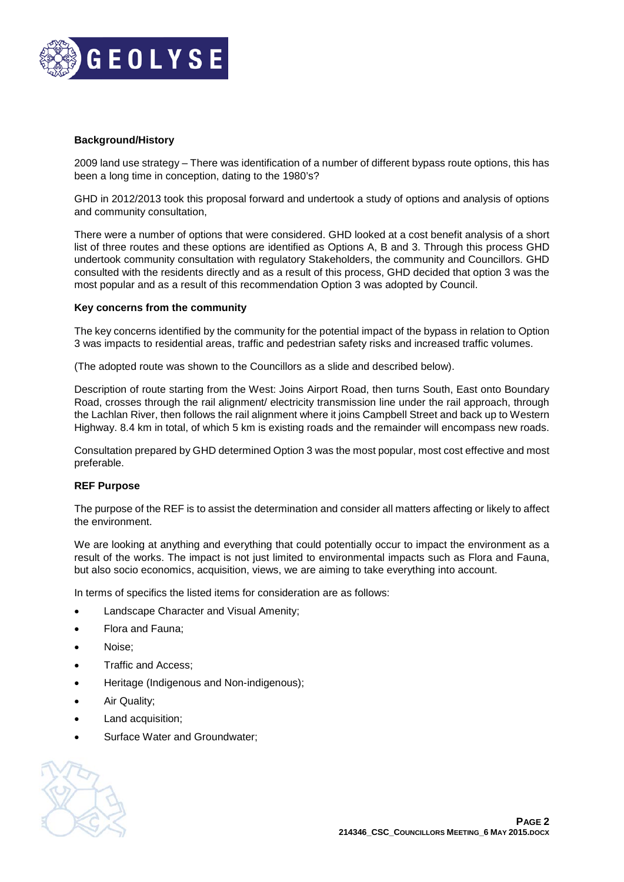**Background/History**

2009 land use strategy – There was identification of a number of different bypass route options, this has been a long time in conception, dating to the 1980's?

GHD in 2012/2013 took this proposal forward and undertook a study of options and analysis of options and community consultation,

There were a number of options that were considered. GHD looked at a cost benefit analysis of a short list of three routes and these options are identified as Options A, B and 3. Through this process GHD undertook community consultation with regulatory Stakeholders, the community and Councillors. GHD consulted with the residents directly and as a result of this process, GHD decided that option 3 was the most popular and as a result of this recommendation Option 3 was adopted by Council.

**Key concerns from the community**

The key concerns identified by the community for the potential impact of the bypass in relation to Option 3 was impacts to residential areas, traffic and pedestrian safety risks and increased traffic volumes.

(The adopted route was shown to the Councillors as a slide and described below).

Description of route starting from the West: Joins Airport Road, then turns South, East onto Boundary Road, crosses through the rail alignment/ electricity transmission line under the rail approach, through the Lachlan River, then follows the rail alignment where it joins Campbell Street and back up to Western Highway. 8.4 km in total, of which 5 km is existing roads and the remainder will encompass new roads.

Consultation prepared by GHD determined Option 3 was the most popular, most cost effective and most preferable.

**REF Purpose**

The purpose of the REF is to assist the determination and consider all matters affecting or likely to affect the environment.

We are looking at anything and everything that could potentially occur to impact the environment as a result of the works. The impact is not just limited to environmental impacts such as Flora and Fauna, but also socio economics, acquisition, views, we are aiming to take everything into account.

In terms of specifics the listed items for consideration are as follows:

- Landscape Character and Visual Amenity;
- Flora and Fauna;
- Noise;
- Traffic and Access;
- Heritage (Indigenous and Non-indigenous);
- Air Quality;
- Land acquisition;
- Surface Water and Groundwater;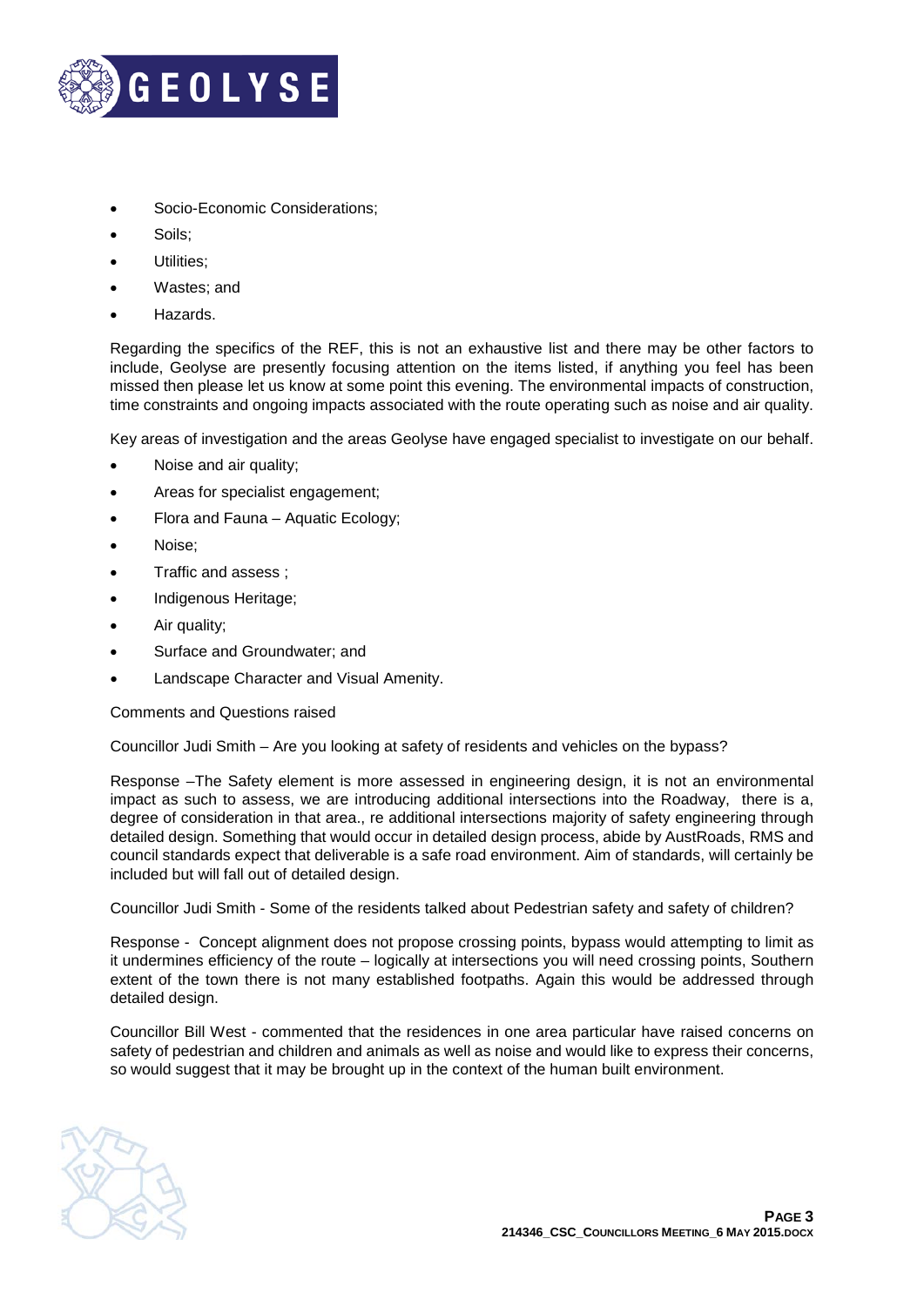- Socio-Economic Considerations;
- Soils;
- Utilities;
- Wastes; and
- Hazards.

Regarding the specifics of the REF, this is not an exhaustive list and there may be other factors to include, Geolyse are presently focusing attention on the items listed, if anything you feel has been missed then please let us know at some point this evening. The environmental impacts of construction, time constraints and ongoing impacts associated with the route operating such as noise and air quality.

Key areas of investigation and the areas Geolyse have engaged specialist to investigate on our behalf.

- Noise and air quality;
- Areas for specialist engagement;
- Flora and Fauna – Aquatic Ecology;
- Noise;
- Traffic and assess ;
- Indigenous Heritage;
- Air quality;
- Surface and Groundwater; and
- Landscape Character and Visual Amenity.

Comments and Questions raised

Councillor Judi Smith – Are you looking at safety of residents and vehicles on the bypass?

Response –The Safety element is more assessed in engineering design, it is not an environmental impact as such to assess, we are introducing additional intersections into the Roadway, there is a, degree of consideration in that area., re additional intersections majority of safety engineering through detailed design. Something that would occur in detailed design process, abide by AustRoads, RMS and council standards expect that deliverable is a safe road environment. Aim of standards, will certainly be included but will fall out of detailed design.

Councillor Judi Smith - Some of the residents talked about Pedestrian safety and safety of children?

Response - Concept alignment does not propose crossing points, bypass would attempting to limit as it undermines efficiency of the route – logically at intersections you will need crossing points, Southern extent of the town there is not many established footpaths. Again this would be addressed through detailed design.

Councillor Bill West - commented that the residences in one area particular have raised concerns on safety of pedestrian and children and animals as well as noise and would like to express their concerns, so would suggest that it may be brought up in the context of the human built environment.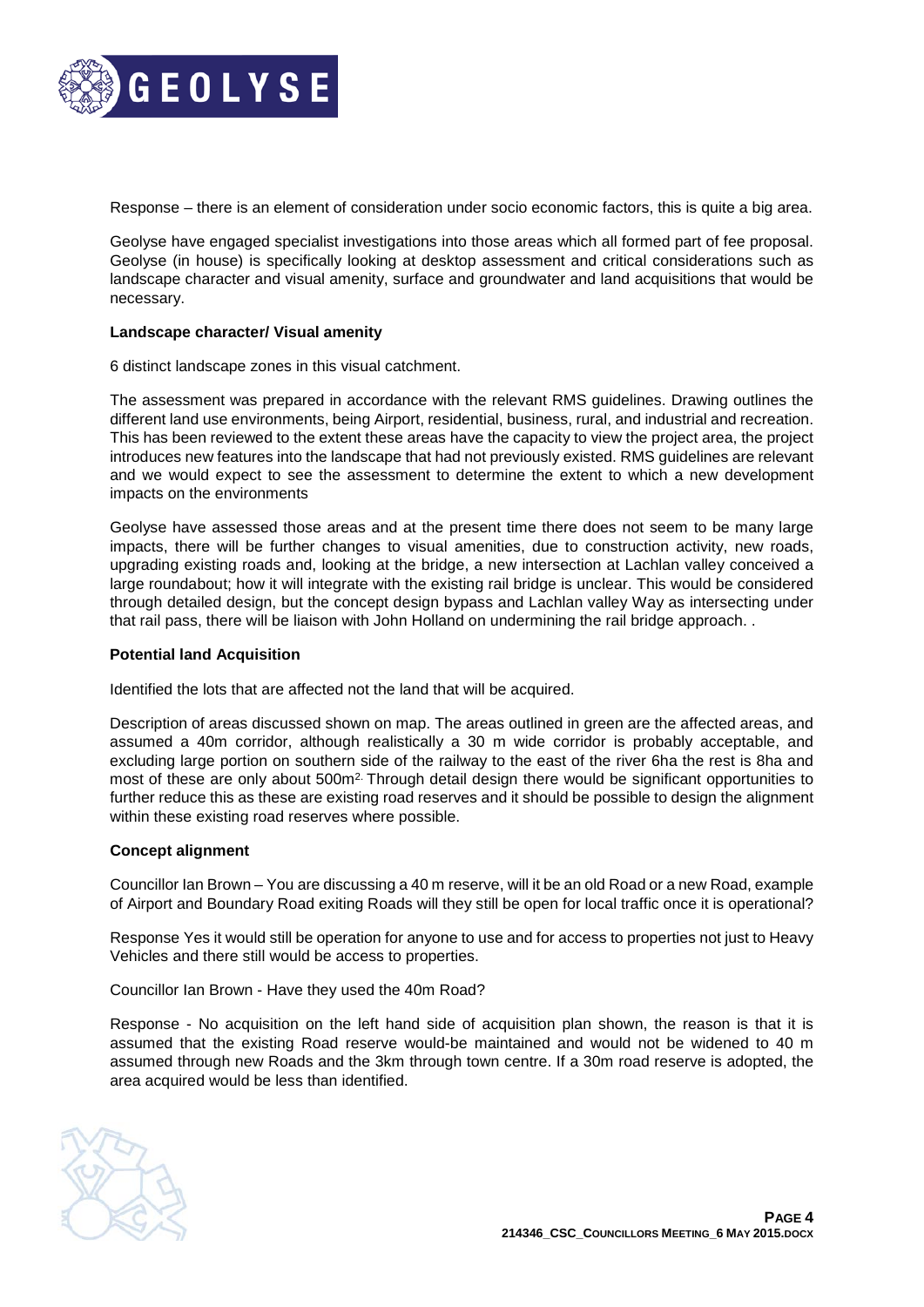Response – there is an element of consideration under socio economic factors, this is quite a big area.

Geolyse have engaged specialist investigations into those areas which all formed part of fee proposal. Geolyse (in house) is specifically looking at desktop assessment and critical considerations such as landscape character and visual amenity, surface and groundwater and land acquisitions that would be necessary.

**Landscape character/ Visual amenity**

6 distinct landscape zones in this visual catchment.

The assessment was prepared in accordance with the relevant RMS guidelines. Drawing outlines the different land use environments, being Airport, residential, business, rural, and industrial and recreation. This has been reviewed to the extent these areas have the capacity to view the project area, the project introduces new features into the landscape that had not previously existed. RMS guidelines are relevant and we would expect to see the assessment to determine the extent to which a new development impacts on the environments

Geolyse have assessed those areas and at the present time there does not seem to be many large impacts, there will be further changes to visual amenities, due to construction activity, new roads, upgrading existing roads and, looking at the bridge, a new intersection at Lachlan valley conceived a large roundabout; how it will integrate with the existing rail bridge is unclear. This would be considered through detailed design, but the concept design bypass and Lachlan valley Way as intersecting under that rail pass, there will be liaison with John Holland on undermining the rail bridge approach. .

**Potential land Acquisition**

Identified the lots that are affected not the land that will be acquired.

Description of areas discussed shown on map. The areas outlined in green are the affected areas, and assumed a 40m corridor, although realistically a 30 m wide corridor is probably acceptable, and excluding large portion on southern side of the railway to the east of the river 6ha the rest is 8ha and most of these are only about 500m$^2$. Through detail design there would be significant opportunities to further reduce this as these are existing road reserves and it should be possible to design the alignment within these existing road reserves where possible.

**Concept alignment**

Councillor Ian Brown – You are discussing a 40 m reserve, will it be an old Road or a new Road, example of Airport and Boundary Road exiting Roads will they still be open for local traffic once it is operational?

Response Yes it would still be operation for anyone to use and for access to properties not just to Heavy Vehicles and there still would be access to properties.

Councillor Ian Brown - Have they used the 40m Road?

Response - No acquisition on the left hand side of acquisition plan shown, the reason is that it is assumed that the existing Road reserve would-be maintained and would not be widened to 40 m assumed through new Roads and the 3km through town centre. If a 30m road reserve is adopted, the area acquired would be less than identified.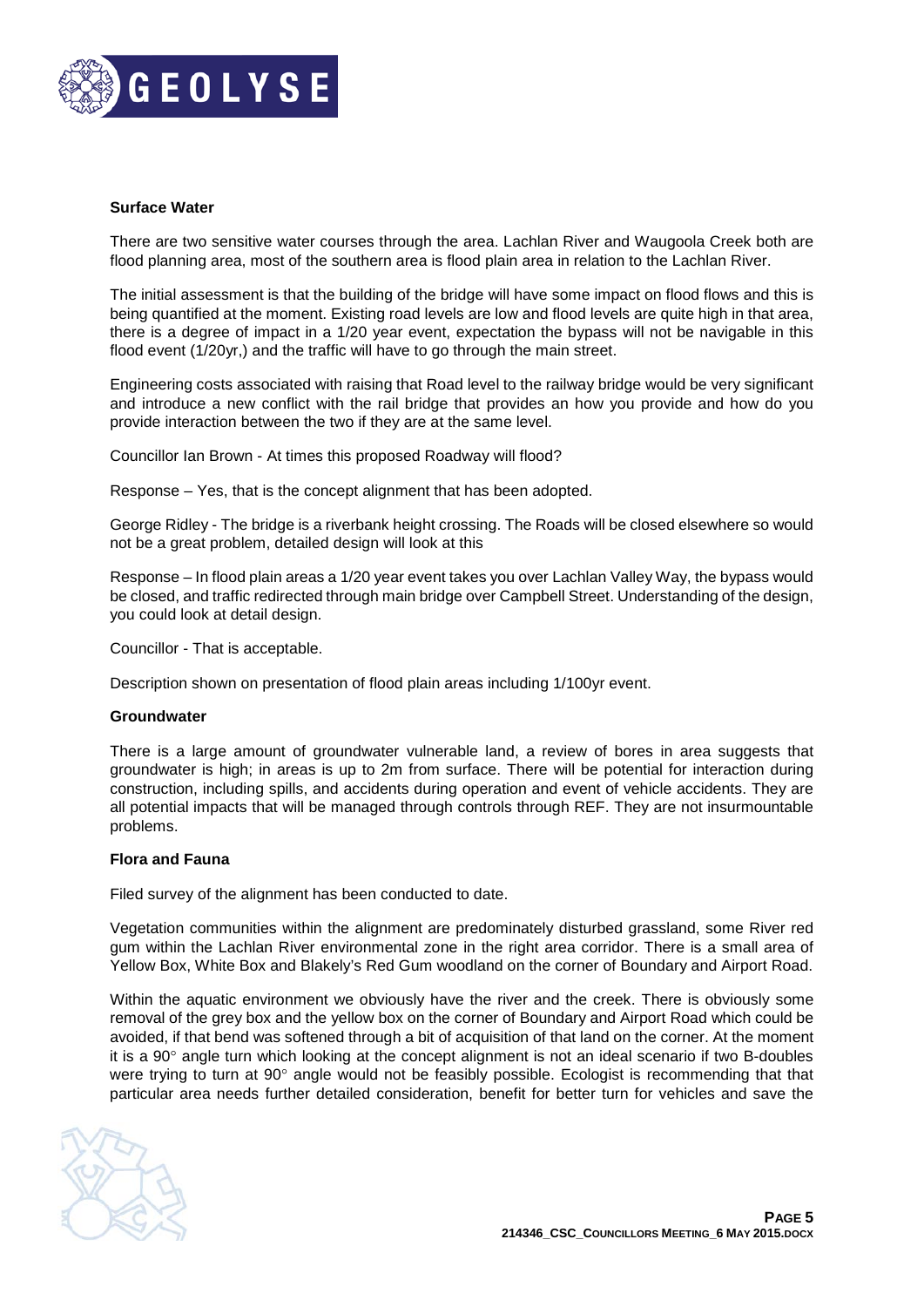**Surface Water**

There are two sensitive water courses through the area. Lachlan River and Waugoola Creek both are flood planning area, most of the southern area is flood plain area in relation to the Lachlan River.

The initial assessment is that the building of the bridge will have some impact on flood flows and this is being quantified at the moment. Existing road levels are low and flood levels are quite high in that area, there is a degree of impact in a 1/20 year event, expectation the bypass will not be navigable in this flood event (1/20yr,) and the traffic will have to go through the main street.

Engineering costs associated with raising that Road level to the railway bridge would be very significant and introduce a new conflict with the rail bridge that provides an how you provide and how do you provide interaction between the two if they are at the same level.

Councillor Ian Brown - At times this proposed Roadway will flood?

Response – Yes, that is the concept alignment that has been adopted.

George Ridley - The bridge is a riverbank height crossing. The Roads will be closed elsewhere so would not be a great problem, detailed design will look at this

Response – In flood plain areas a 1/20 year event takes you over Lachlan Valley Way, the bypass would be closed, and traffic redirected through main bridge over Campbell Street. Understanding of the design, you could look at detail design.

Councillor - That is acceptable.

Description shown on presentation of flood plain areas including 1/100yr event.

**Groundwater**

There is a large amount of groundwater vulnerable land, a review of bores in area suggests that groundwater is high; in areas is up to 2m from surface. There will be potential for interaction during construction, including spills, and accidents during operation and event of vehicle accidents. They are all potential impacts that will be managed through controls through REF. They are not insurmountable problems.

**Flora and Fauna**

Filed survey of the alignment has been conducted to date.

Vegetation communities within the alignment are predominately disturbed grassland, some River red gum within the Lachlan River environmental zone in the right area corridor. There is a small area of Yellow Box, White Box and Blakely's Red Gum woodland on the corner of Boundary and Airport Road.

Within the aquatic environment we obviously have the river and the creek. There is obviously some removal of the grey box and the yellow box on the corner of Boundary and Airport Road which could be avoided, if that bend was softened through a bit of acquisition of that land on the corner. At the moment it is a 90° angle turn which looking at the concept alignment is not an ideal scenario if two B-doubles were trying to turn at 90° angle would not be feasibly possible. Ecologist is recommending that that particular area needs further detailed consideration, benefit for better turn for vehicles and save the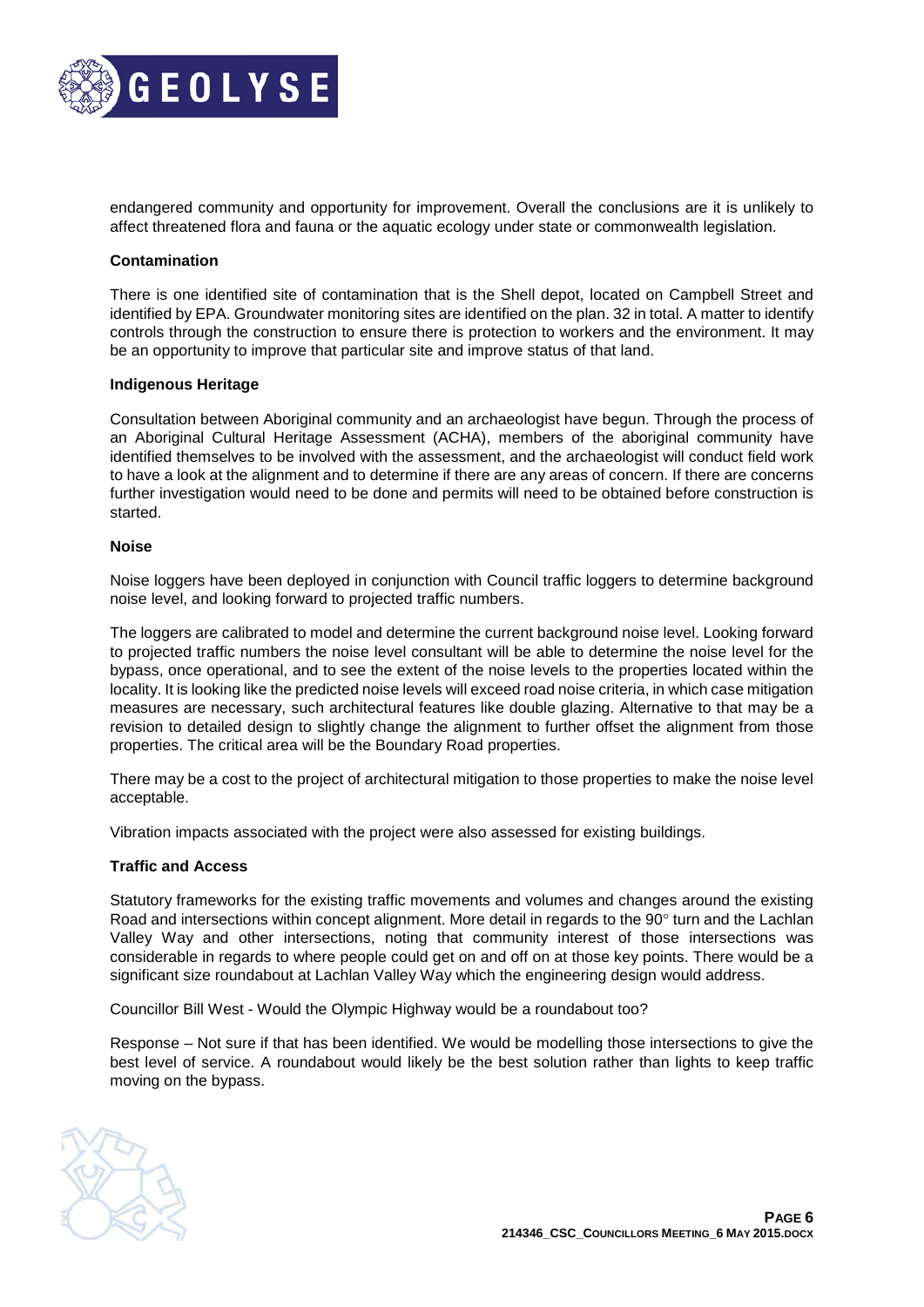endangered community and opportunity for improvement. Overall the conclusions are it is unlikely to affect threatened flora and fauna or the aquatic ecology under state or commonwealth legislation.

**Contamination**

There is one identified site of contamination that is the Shell depot, located on Campbell Street and identified by EPA. Groundwater monitoring sites are identified on the plan. 32 in total. A matter to identify controls through the construction to ensure there is protection to workers and the environment. It may be an opportunity to improve that particular site and improve status of that land.

**Indigenous Heritage**

Consultation between Aboriginal community and an archaeologist have begun. Through the process of an Aboriginal Cultural Heritage Assessment (ACHA), members of the aboriginal community have identified themselves to be involved with the assessment, and the archaeologist will conduct field work to have a look at the alignment and to determine if there are any areas of concern. If there are concerns further investigation would need to be done and permits will need to be obtained before construction is started.

**Noise**

Noise loggers have been deployed in conjunction with Council traffic loggers to determine background noise level, and looking forward to projected traffic numbers.

The loggers are calibrated to model and determine the current background noise level. Looking forward to projected traffic numbers the noise level consultant will be able to determine the noise level for the bypass, once operational, and to see the extent of the noise levels to the properties located within the locality. It is looking like the predicted noise levels will exceed road noise criteria, in which case mitigation measures are necessary, such architectural features like double glazing. Alternative to that may be a revision to detailed design to slightly change the alignment to further offset the alignment from those properties. The critical area will be the Boundary Road properties.

There may be a cost to the project of architectural mitigation to those properties to make the noise level acceptable.

Vibration impacts associated with the project were also assessed for existing buildings.

**Traffic and Access**

Statutory frameworks for the existing traffic movements and volumes and changes around the existing Road and intersections within concept alignment. More detail in regards to the 90° turn and the Lachlan Valley Way and other intersections, noting that community interest of those intersections was considerable in regards to where people could get on and off on at those key points. There would be a significant size roundabout at Lachlan Valley Way which the engineering design would address.

Councillor Bill West - Would the Olympic Highway would be a roundabout too?

Response – Not sure if that has been identified. We would be modelling those intersections to give the best level of service. A roundabout would likely be the best solution rather than lights to keep traffic moving on the bypass.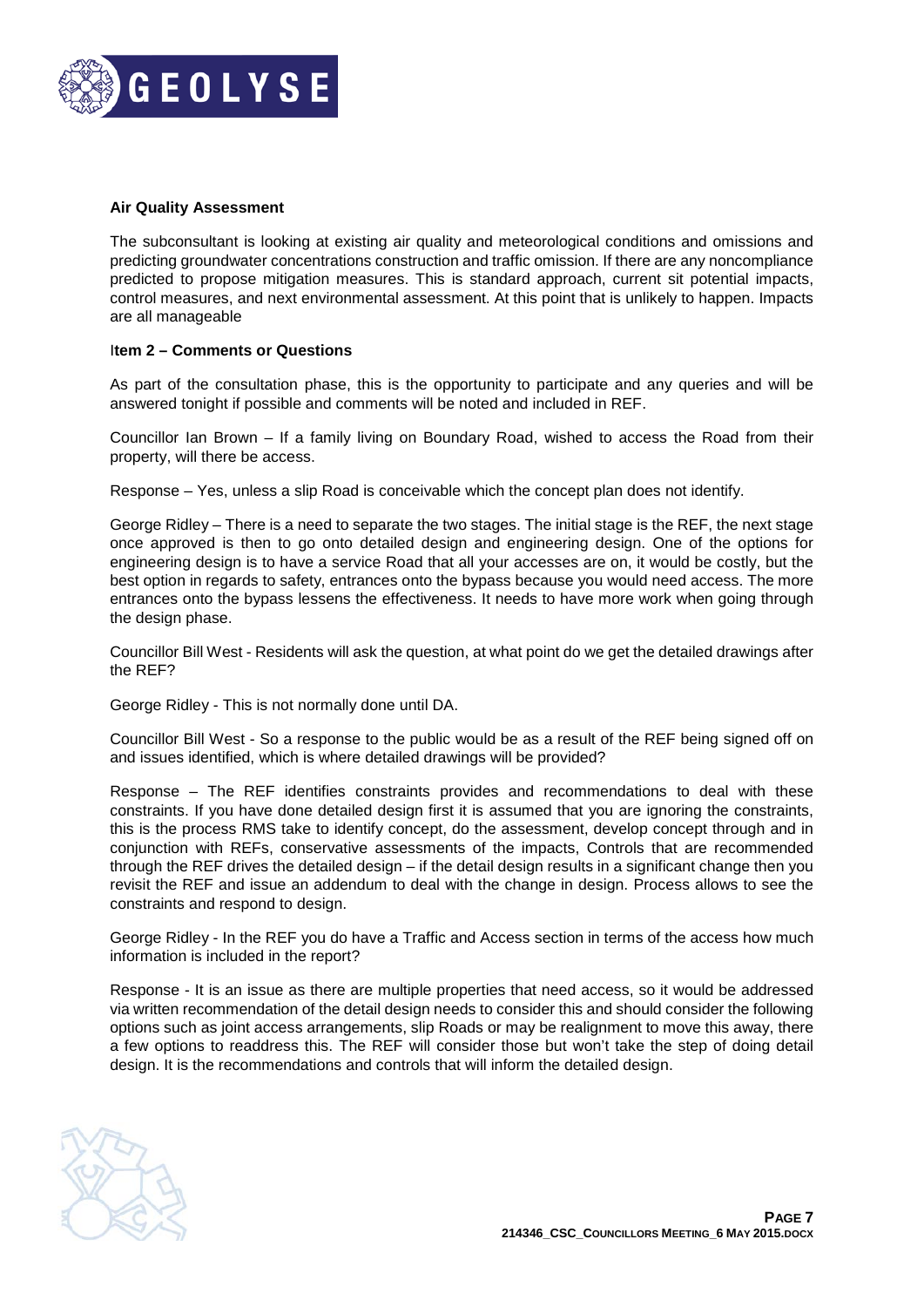**Air Quality Assessment**

The subconsultant is looking at existing air quality and meteorological conditions and omissions and predicting groundwater concentrations construction and traffic omission. If there are any noncompliance predicted to propose mitigation measures. This is standard approach, current sit potential impacts, control measures, and next environmental assessment. At this point that is unlikely to happen. Impacts are all manageable

**Item 2 – Comments or Questions**

As part of the consultation phase, this is the opportunity to participate and any queries and will be answered tonight if possible and comments will be noted and included in REF.

Councillor Ian Brown – If a family living on Boundary Road, wished to access the Road from their property, will there be access.

Response – Yes, unless a slip Road is conceivable which the concept plan does not identify.

George Ridley – There is a need to separate the two stages. The initial stage is the REF, the next stage once approved is then to go onto detailed design and engineering design. One of the options for engineering design is to have a service Road that all your accesses are on, it would be costly, but the best option in regards to safety, entrances onto the bypass because you would need access. The more entrances onto the bypass lessens the effectiveness. It needs to have more work when going through the design phase.

Councillor Bill West - Residents will ask the question, at what point do we get the detailed drawings after the REF?

George Ridley - This is not normally done until DA.

Councillor Bill West - So a response to the public would be as a result of the REF being signed off on and issues identified, which is where detailed drawings will be provided?

Response – The REF identifies constraints provides and recommendations to deal with these constraints. If you have done detailed design first it is assumed that you are ignoring the constraints, this is the process RMS take to identify concept, do the assessment, develop concept through and in conjunction with REFs, conservative assessments of the impacts, Controls that are recommended through the REF drives the detailed design – if the detail design results in a significant change then you revisit the REF and issue an addendum to deal with the change in design. Process allows to see the constraints and respond to design.

George Ridley - In the REF you do have a Traffic and Access section in terms of the access how much information is included in the report?

Response - It is an issue as there are multiple properties that need access, so it would be addressed via written recommendation of the detail design needs to consider this and should consider the following options such as joint access arrangements, slip Roads or may be realignment to move this away, there a few options to readdress this. The REF will consider those but won't take the step of doing detail design. It is the recommendations and controls that will inform the detailed design.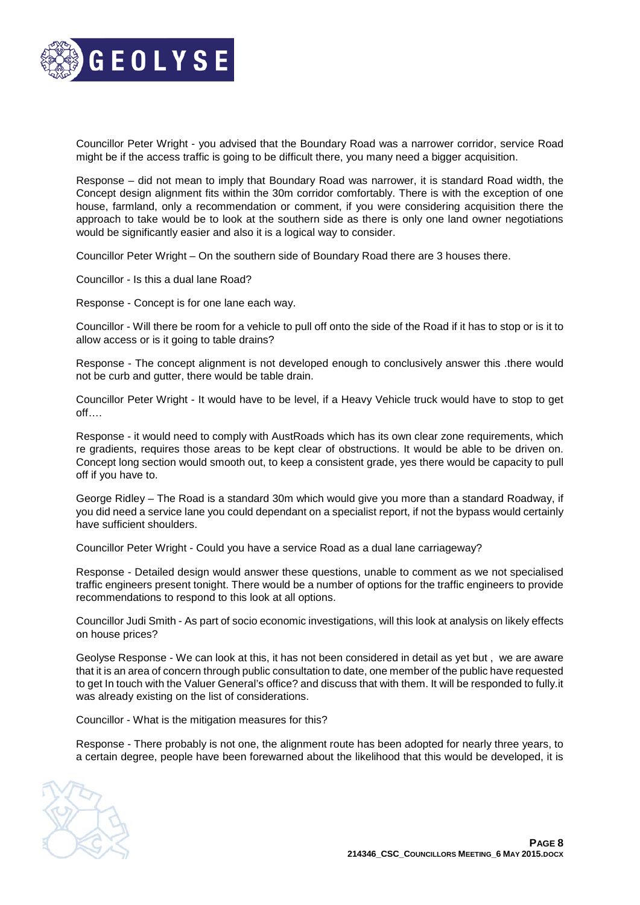Councillor Peter Wright - you advised that the Boundary Road was a narrower corridor, service Road might be if the access traffic is going to be difficult there, you many need a bigger acquisition.

Response – did not mean to imply that Boundary Road was narrower, it is standard Road width, the Concept design alignment fits within the 30m corridor comfortably. There is with the exception of one house, farmland, only a recommendation or comment, if you were considering acquisition there the approach to take would be to look at the southern side as there is only one land owner negotiations would be significantly easier and also it is a logical way to consider.

Councillor Peter Wright – On the southern side of Boundary Road there are 3 houses there.

Councillor - Is this a dual lane Road?

Response - Concept is for one lane each way.

Councillor - Will there be room for a vehicle to pull off onto the side of the Road if it has to stop or is it to allow access or is it going to table drains?

Response - The concept alignment is not developed enough to conclusively answer this .there would not be curb and gutter, there would be table drain.

Councillor Peter Wright - It would have to be level, if a Heavy Vehicle truck would have to stop to get off….

Response - it would need to comply with AustRoads which has its own clear zone requirements, which re gradients, requires those areas to be kept clear of obstructions. It would be able to be driven on. Concept long section would smooth out, to keep a consistent grade, yes there would be capacity to pull off if you have to.

George Ridley – The Road is a standard 30m which would give you more than a standard Roadway, if you did need a service lane you could dependant on a specialist report, if not the bypass would certainly have sufficient shoulders.

Councillor Peter Wright - Could you have a service Road as a dual lane carriageway?

Response - Detailed design would answer these questions, unable to comment as we not specialised traffic engineers present tonight. There would be a number of options for the traffic engineers to provide recommendations to respond to this look at all options.

Councillor Judi Smith - As part of socio economic investigations, will this look at analysis on likely effects on house prices?

Geolyse Response - We can look at this, it has not been considered in detail as yet but , we are aware that it is an area of concern through public consultation to date, one member of the public have requested to get In touch with the Valuer General's office? and discuss that with them. It will be responded to fully.it was already existing on the list of considerations.

Councillor - What is the mitigation measures for this?

Response - There probably is not one, the alignment route has been adopted for nearly three years, to a certain degree, people have been forewarned about the likelihood that this would be developed, it is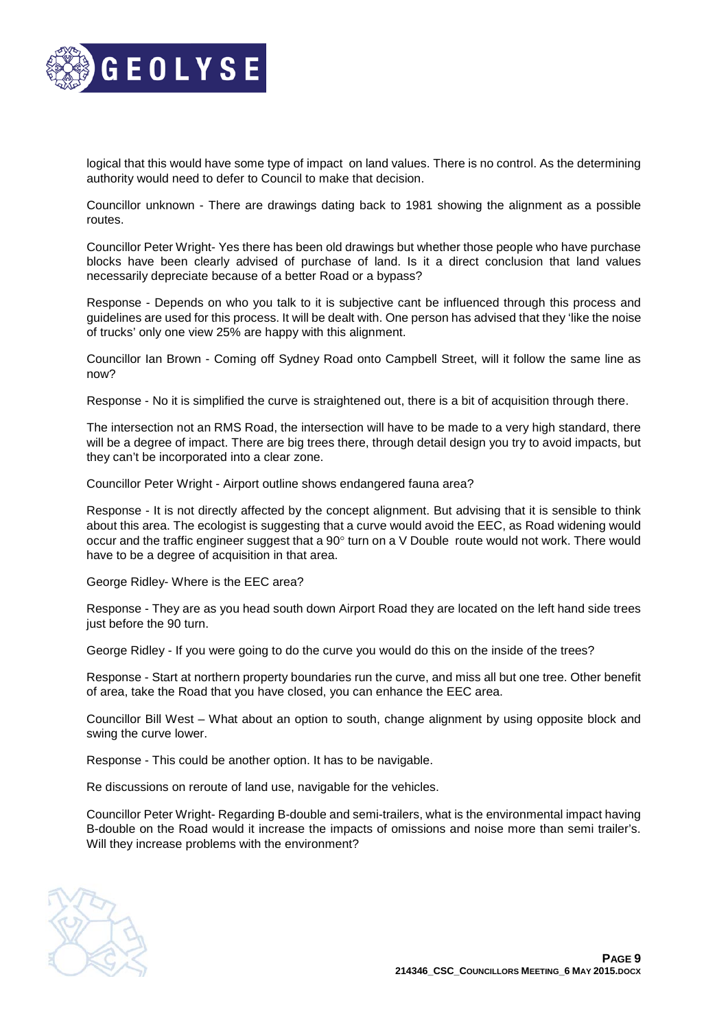logical that this would have some type of impact on land values. There is no control. As the determining authority would need to defer to Council to make that decision.

Councillor unknown - There are drawings dating back to 1981 showing the alignment as a possible routes.

Councillor Peter Wright- Yes there has been old drawings but whether those people who have purchase blocks have been clearly advised of purchase of land. Is it a direct conclusion that land values necessarily depreciate because of a better Road or a bypass?

Response - Depends on who you talk to it is subjective cant be influenced through this process and guidelines are used for this process. It will be dealt with. One person has advised that they 'like the noise of trucks' only one view 25% are happy with this alignment.

Councillor Ian Brown - Coming off Sydney Road onto Campbell Street, will it follow the same line as now?

Response - No it is simplified the curve is straightened out, there is a bit of acquisition through there.

The intersection not an RMS Road, the intersection will have to be made to a very high standard, there will be a degree of impact. There are big trees there, through detail design you try to avoid impacts, but they can't be incorporated into a clear zone.

Councillor Peter Wright - Airport outline shows endangered fauna area?

Response - It is not directly affected by the concept alignment. But advising that it is sensible to think about this area. The ecologist is suggesting that a curve would avoid the EEC, as Road widening would occur and the traffic engineer suggest that a 90° turn on a V Double route would not work. There would have to be a degree of acquisition in that area.

George Ridley- Where is the EEC area?

Response - They are as you head south down Airport Road they are located on the left hand side trees just before the 90 turn.

George Ridley - If you were going to do the curve you would do this on the inside of the trees?

Response - Start at northern property boundaries run the curve, and miss all but one tree. Other benefit of area, take the Road that you have closed, you can enhance the EEC area.

Councillor Bill West – What about an option to south, change alignment by using opposite block and swing the curve lower.

Response - This could be another option. It has to be navigable.

Re discussions on reroute of land use, navigable for the vehicles.

Councillor Peter Wright- Regarding B-double and semi-trailers, what is the environmental impact having B-double on the Road would it increase the impacts of omissions and noise more than semi trailer's. Will they increase problems with the environment?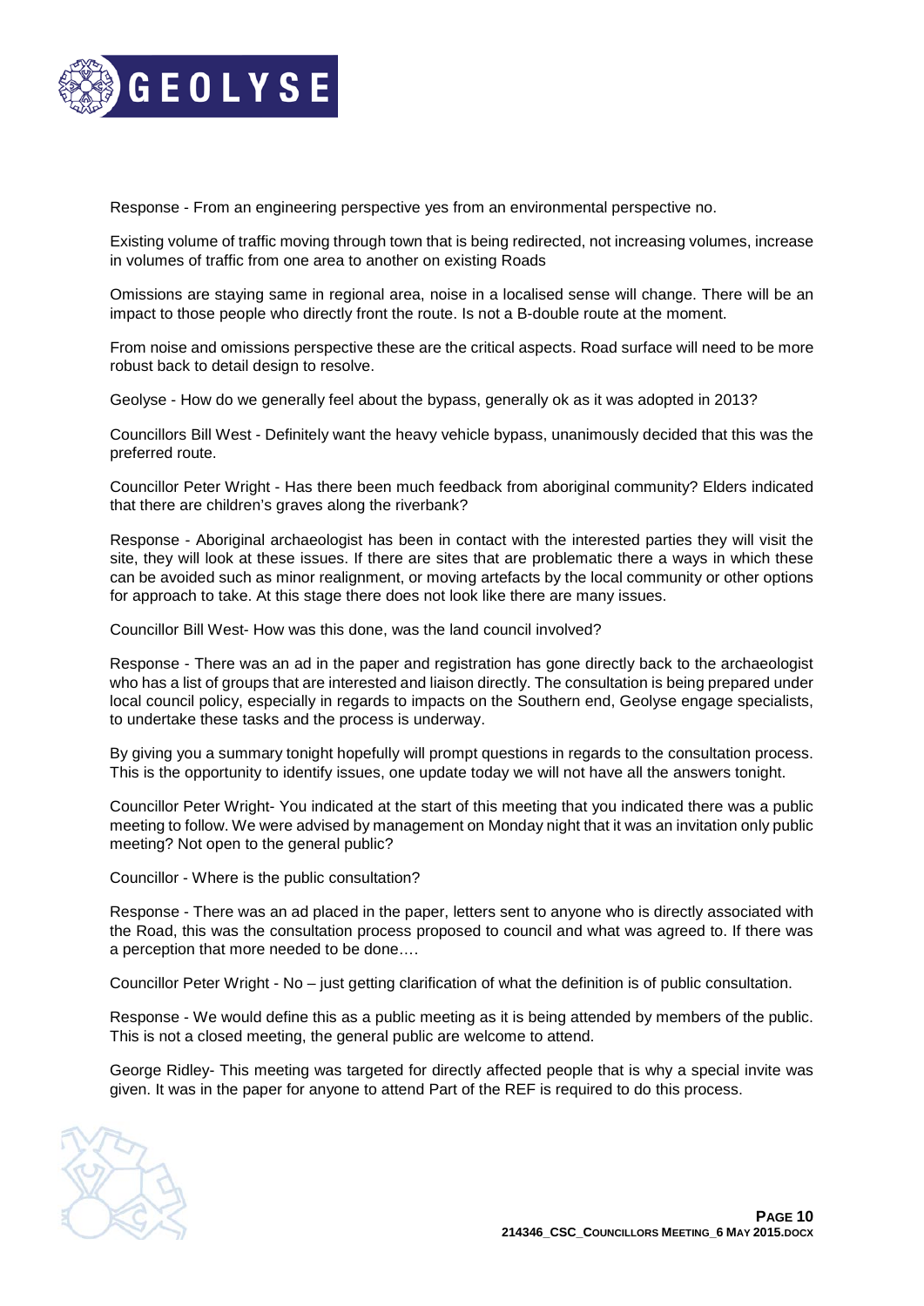Response - From an engineering perspective yes from an environmental perspective no.

Existing volume of traffic moving through town that is being redirected, not increasing volumes, increase in volumes of traffic from one area to another on existing Roads

Omissions are staying same in regional area, noise in a localised sense will change. There will be an impact to those people who directly front the route. Is not a B-double route at the moment.

From noise and omissions perspective these are the critical aspects. Road surface will need to be more robust back to detail design to resolve.

Geolyse - How do we generally feel about the bypass, generally ok as it was adopted in 2013?

Councillors Bill West - Definitely want the heavy vehicle bypass, unanimously decided that this was the preferred route.

Councillor Peter Wright - Has there been much feedback from aboriginal community? Elders indicated that there are children's graves along the riverbank?

Response - Aboriginal archaeologist has been in contact with the interested parties they will visit the site, they will look at these issues. If there are sites that are problematic there a ways in which these can be avoided such as minor realignment, or moving artefacts by the local community or other options for approach to take. At this stage there does not look like there are many issues.

Councillor Bill West- How was this done, was the land council involved?

Response - There was an ad in the paper and registration has gone directly back to the archaeologist who has a list of groups that are interested and liaison directly. The consultation is being prepared under local council policy, especially in regards to impacts on the Southern end, Geolyse engage specialists, to undertake these tasks and the process is underway.

By giving you a summary tonight hopefully will prompt questions in regards to the consultation process. This is the opportunity to identify issues, one update today we will not have all the answers tonight.

Councillor Peter Wright- You indicated at the start of this meeting that you indicated there was a public meeting to follow. We were advised by management on Monday night that it was an invitation only public meeting? Not open to the general public?

Councillor - Where is the public consultation?

Response - There was an ad placed in the paper, letters sent to anyone who is directly associated with the Road, this was the consultation process proposed to council and what was agreed to. If there was a perception that more needed to be done….

Councillor Peter Wright - No – just getting clarification of what the definition is of public consultation.

Response - We would define this as a public meeting as it is being attended by members of the public. This is not a closed meeting, the general public are welcome to attend.

George Ridley- This meeting was targeted for directly affected people that is why a special invite was given. It was in the paper for anyone to attend Part of the REF is required to do this process.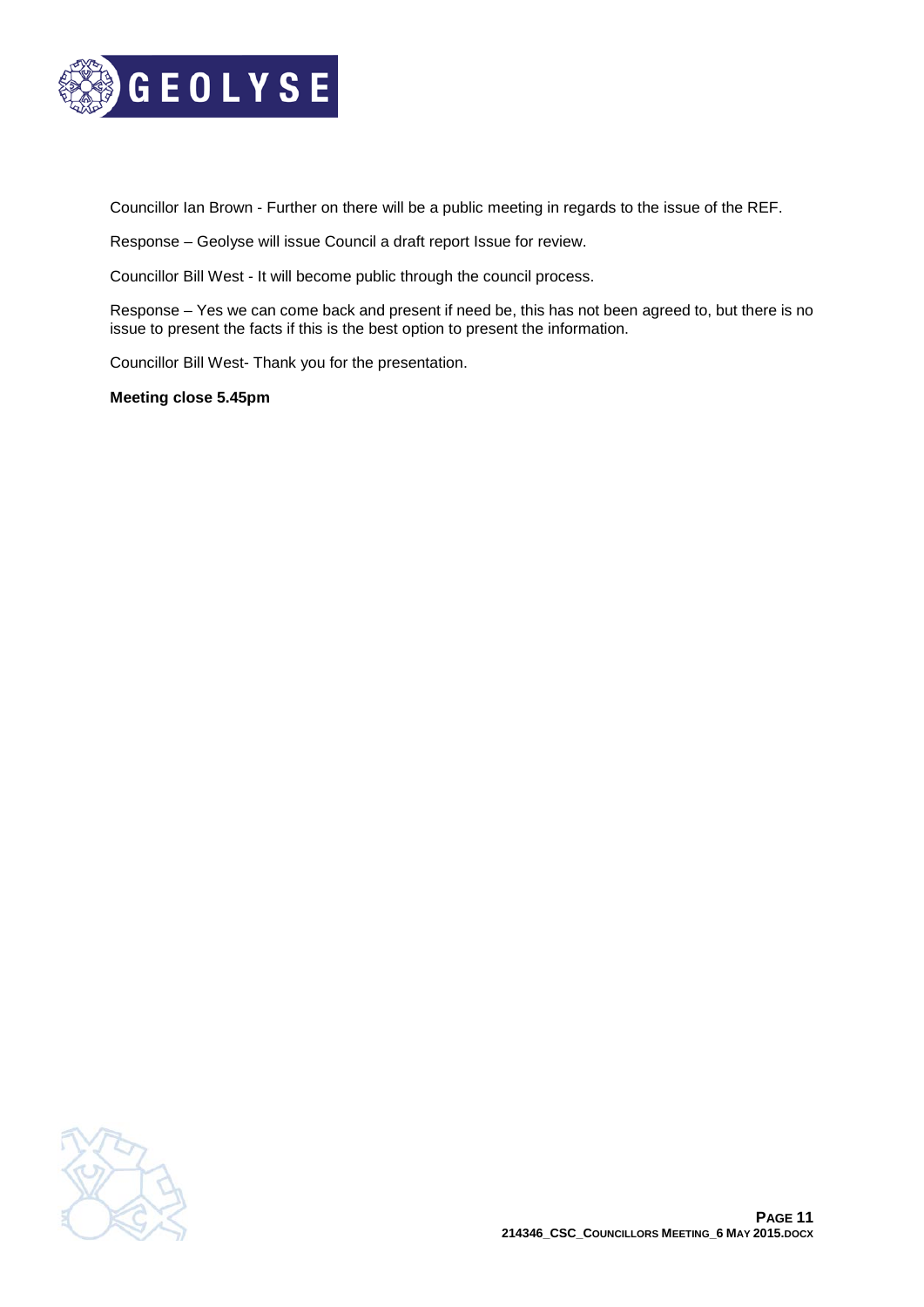Councillor Ian Brown - Further on there will be a public meeting in regards to the issue of the REF.

Response – Geolyse will issue Council a draft report Issue for review.

Councillor Bill West - It will become public through the council process.

Response – Yes we can come back and present if need be, this has not been agreed to, but there is no issue to present the facts if this is the best option to present the information.

Councillor Bill West- Thank you for the presentation.

**Meeting close 5.45pm**